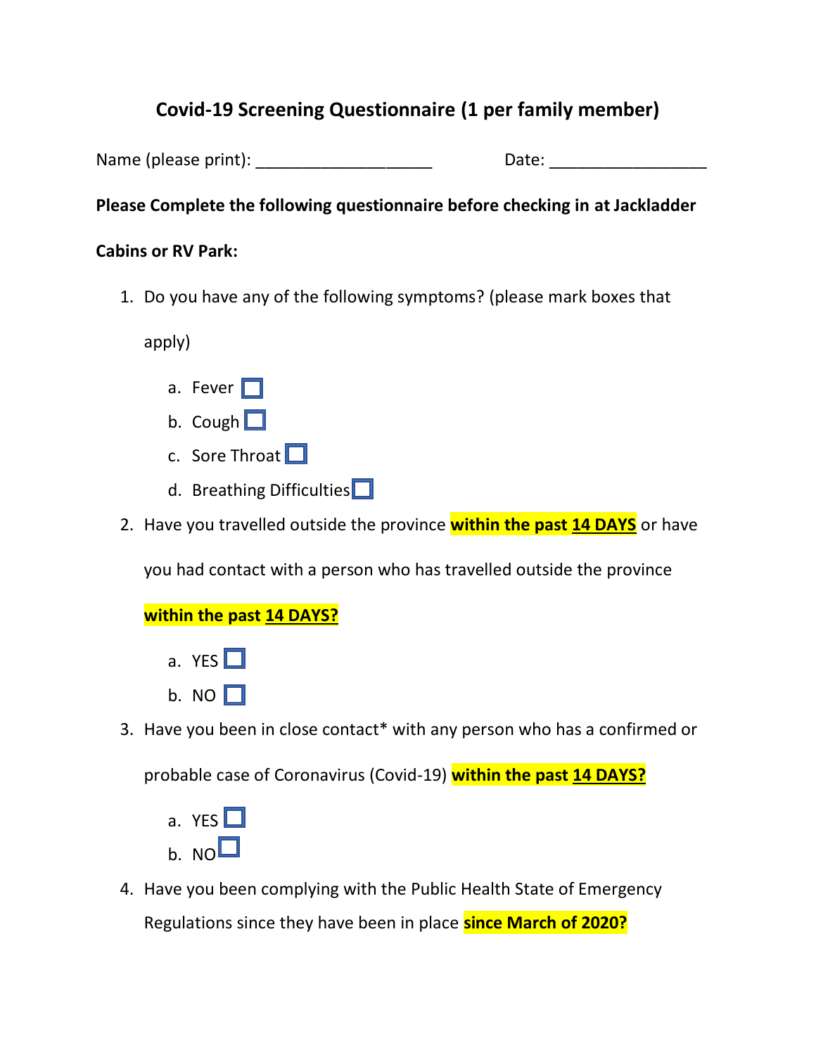# Covid-19 Screening Questionnaire (1 per family member)

Name (please print): ____________________ Date: __________________

**Please Complete the following questionnaire before checking in at Jackladder Cabins or RV Park:**

1. Do you have any of the following symptoms? (please mark boxes that apply)
   a. Fever ☐
   b. Cough ☐
   c. Sore Throat ☐
   d. Breathing Difficulties ☐
2. Have you travelled outside the province **within the past <u>14 DAYS</u>** or have you had contact with a person who has travelled outside the province **within the past <u>14 DAYS?</u>**
   a. YES ☐
   b. NO ☐
3. Have you been in close contact* with any person who has a confirmed or probable case of Coronavirus (Covid-19) **within the past <u>14 DAYS?</u>**
   a. YES ☐
   b. NO ☐
4. Have you been complying with the Public Health State of Emergency Regulations since they have been in place **since March of 2020?**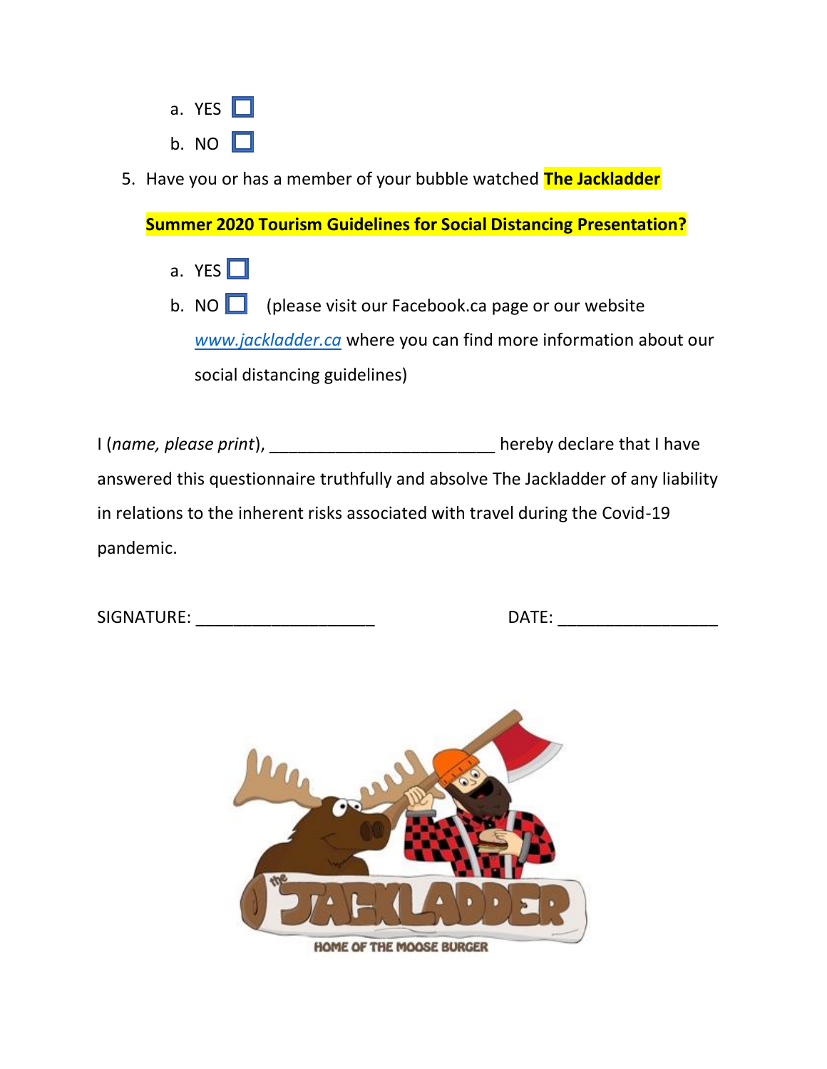a. YES ☐

b. NO ☐

5. Have you or has a member of your bubble watched **The Jackladder Summer 2020 Tourism Guidelines for Social Distancing Presentation?**

   a. YES ☐

   b. NO ☐ (please visit our Facebook.ca page or our website [www.jackladder.ca](http://www.jackladder.ca) where you can find more information about our social distancing guidelines)

I (*name, please print*), ________________________ hereby declare that I have answered this questionnaire truthfully and absolve The Jackladder of any liability in relations to the inherent risks associated with travel during the Covid-19 pandemic.

SIGNATURE: ___________________ DATE: _________________

the JACKLADDER

HOME OF THE MOOSE BURGER